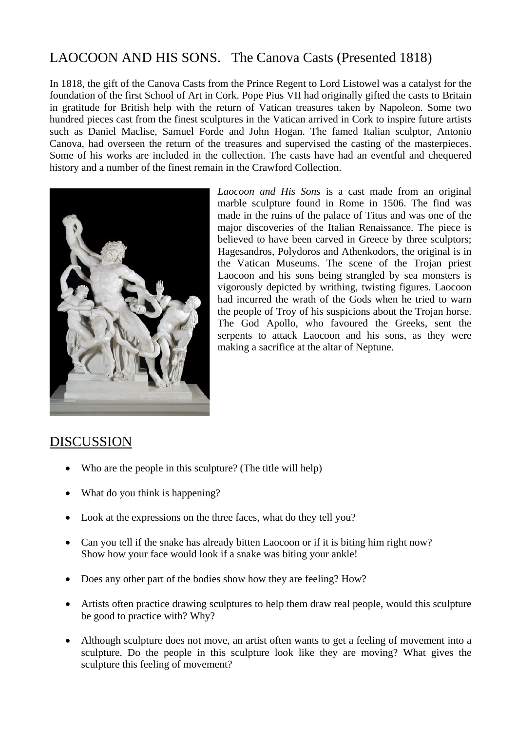# LAOCOON AND HIS SONS. The Canova Casts (Presented 1818)

In 1818, the gift of the Canova Casts from the Prince Regent to Lord Listowel was a catalyst for the foundation of the first School of Art in Cork. Pope Pius VII had originally gifted the casts to Britain in gratitude for British help with the return of Vatican treasures taken by Napoleon. Some two hundred pieces cast from the finest sculptures in the Vatican arrived in Cork to inspire future artists such as Daniel Maclise, Samuel Forde and John Hogan. The famed Italian sculptor, Antonio Canova, had overseen the return of the treasures and supervised the casting of the masterpieces. Some of his works are included in the collection. The casts have had an eventful and chequered history and a number of the finest remain in the Crawford Collection.

*Laocoon and His Sons* is a cast made from an original marble sculpture found in Rome in 1506. The find was made in the ruins of the palace of Titus and was one of the major discoveries of the Italian Renaissance. The piece is believed to have been carved in Greece by three sculptors; Hagesandros, Polydoros and Athenkodors, the original is in the Vatican Museums. The scene of the Trojan priest Laocoon and his sons being strangled by sea monsters is vigorously depicted by writhing, twisting figures. Laocoon had incurred the wrath of the Gods when he tried to warn the people of Troy of his suspicions about the Trojan horse. The God Apollo, who favoured the Greeks, sent the serpents to attack Laocoon and his sons, as they were making a sacrifice at the altar of Neptune.

## DISCUSSION

- Who are the people in this sculpture? (The title will help)
- What do you think is happening?
- Look at the expressions on the three faces, what do they tell you?
- Can you tell if the snake has already bitten Laocoon or if it is biting him right now? Show how your face would look if a snake was biting your ankle!
- Does any other part of the bodies show how they are feeling? How?
- Artists often practice drawing sculptures to help them draw real people, would this sculpture be good to practice with? Why?
- Although sculpture does not move, an artist often wants to get a feeling of movement into a sculpture. Do the people in this sculpture look like they are moving? What gives the sculpture this feeling of movement?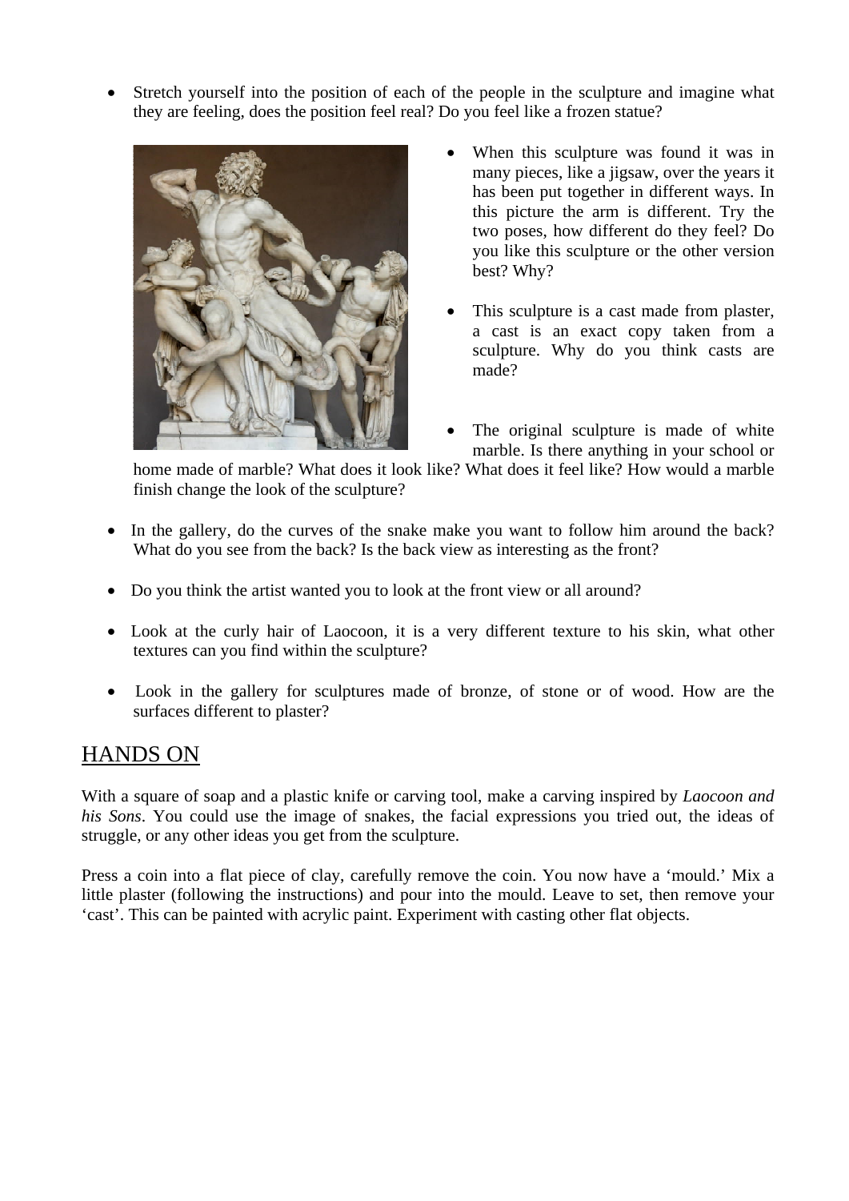- Stretch yourself into the position of each of the people in the sculpture and imagine what they are feeling, does the position feel real? Do you feel like a frozen statue?

- When this sculpture was found it was in many pieces, like a jigsaw, over the years it has been put together in different ways. In this picture the arm is different. Try the two poses, how different do they feel? Do you like this sculpture or the other version best? Why?

- This sculpture is a cast made from plaster, a cast is an exact copy taken from a sculpture. Why do you think casts are made?

- The original sculpture is made of white marble. Is there anything in your school or home made of marble? What does it look like? What does it feel like? How would a marble finish change the look of the sculpture?

- In the gallery, do the curves of the snake make you want to follow him around the back? What do you see from the back? Is the back view as interesting as the front?

- Do you think the artist wanted you to look at the front view or all around?

- Look at the curly hair of Laocoon, it is a very different texture to his skin, what other textures can you find within the sculpture?

- Look in the gallery for sculptures made of bronze, of stone or of wood. How are the surfaces different to plaster?

## HANDS ON

With a square of soap and a plastic knife or carving tool, make a carving inspired by *Laocoon and his Sons*. You could use the image of snakes, the facial expressions you tried out, the ideas of struggle, or any other ideas you get from the sculpture.

Press a coin into a flat piece of clay, carefully remove the coin. You now have a 'mould.' Mix a little plaster (following the instructions) and pour into the mould. Leave to set, then remove your 'cast'. This can be painted with acrylic paint. Experiment with casting other flat objects.